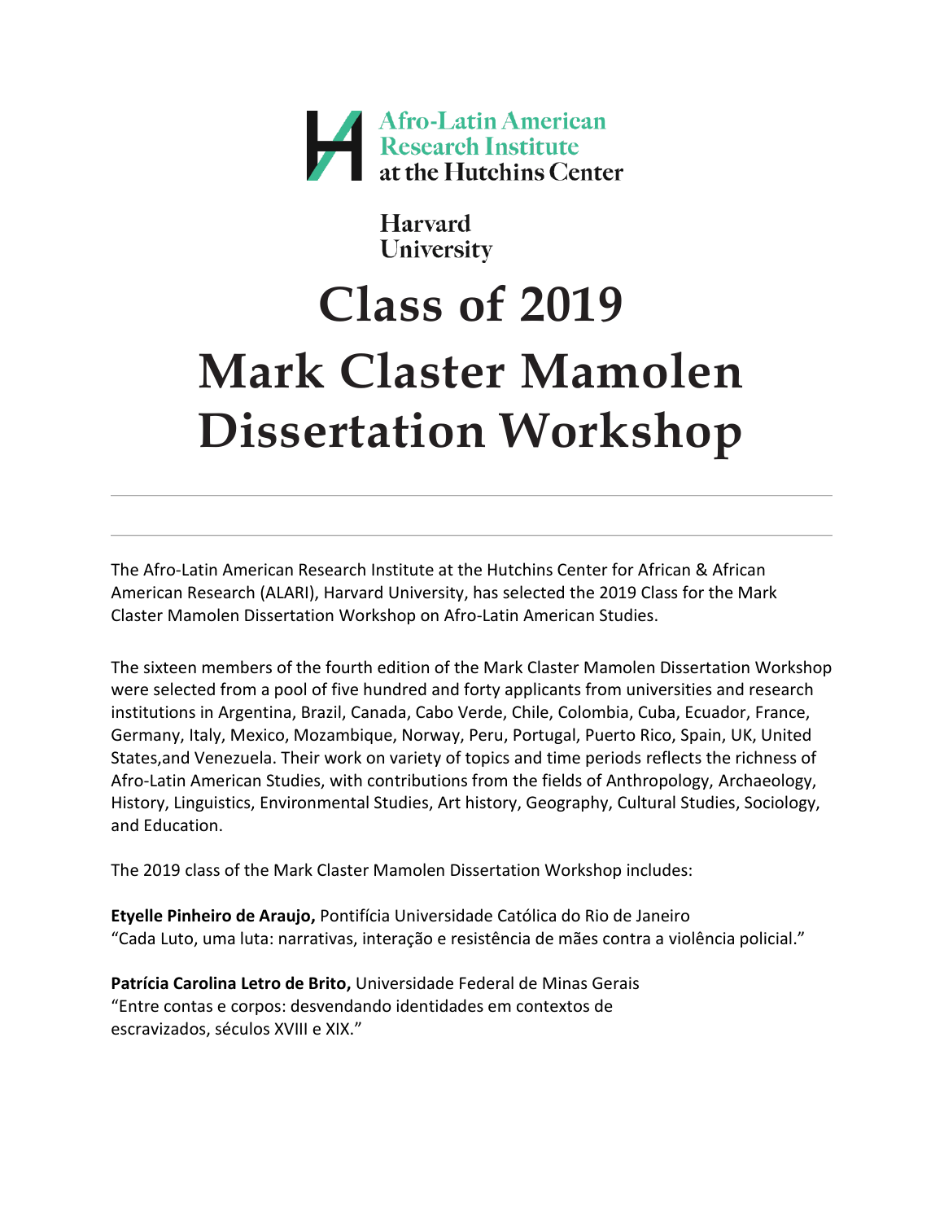Afro-Latin American Research Institute at the Hutchins Center

Harvard University

# Class of 2019 Mark Claster Mamolen Dissertation Workshop

---

---

The Afro-Latin American Research Institute at the Hutchins Center for African & African American Research (ALARI), Harvard University, has selected the 2019 Class for the Mark Claster Mamolen Dissertation Workshop on Afro-Latin American Studies.

The sixteen members of the fourth edition of the Mark Claster Mamolen Dissertation Workshop were selected from a pool of five hundred and forty applicants from universities and research institutions in Argentina, Brazil, Canada, Cabo Verde, Chile, Colombia, Cuba, Ecuador, France, Germany, Italy, Mexico, Mozambique, Norway, Peru, Portugal, Puerto Rico, Spain, UK, United States,and Venezuela. Their work on variety of topics and time periods reflects the richness of Afro-Latin American Studies, with contributions from the fields of Anthropology, Archaeology, History, Linguistics, Environmental Studies, Art history, Geography, Cultural Studies, Sociology, and Education.

The 2019 class of the Mark Claster Mamolen Dissertation Workshop includes:

**Etyelle Pinheiro de Araujo,** Pontifícia Universidade Católica do Rio de Janeiro
"Cada Luto, uma luta: narrativas, interação e resistência de mães contra a violência policial."

**Patrícia Carolina Letro de Brito,** Universidade Federal de Minas Gerais
"Entre contas e corpos: desvendando identidades em contextos de escravizados, séculos XVIII e XIX."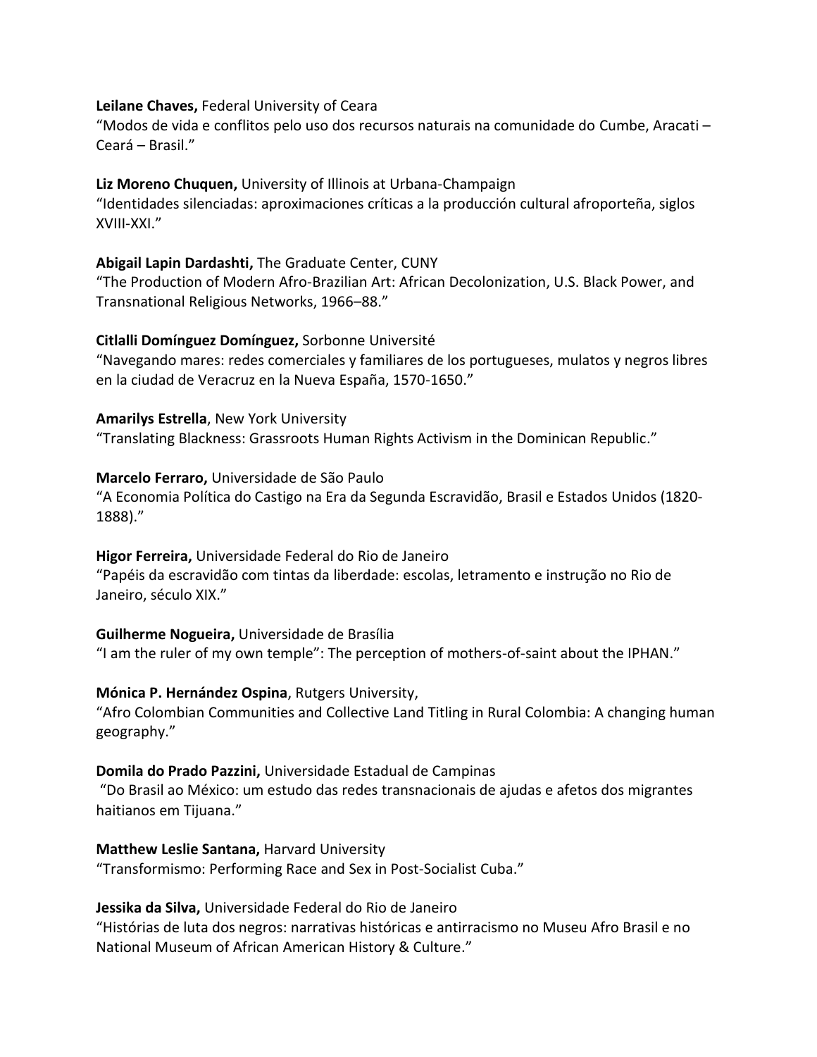**Leilane Chaves,** Federal University of Ceara
"Modos de vida e conflitos pelo uso dos recursos naturais na comunidade do Cumbe, Aracati – Ceará – Brasil."

**Liz Moreno Chuquen,** University of Illinois at Urbana-Champaign
"Identidades silenciadas: aproximaciones críticas a la producción cultural afroporteña, siglos XVIII-XXI."

**Abigail Lapin Dardashti,** The Graduate Center, CUNY
"The Production of Modern Afro-Brazilian Art: African Decolonization, U.S. Black Power, and Transnational Religious Networks, 1966–88."

**Citlalli Domínguez Domínguez,** Sorbonne Université
"Navegando mares: redes comerciales y familiares de los portugueses, mulatos y negros libres en la ciudad de Veracruz en la Nueva España, 1570-1650."

**Amarilys Estrella**, New York University
"Translating Blackness: Grassroots Human Rights Activism in the Dominican Republic."

**Marcelo Ferraro,** Universidade de São Paulo
"A Economia Política do Castigo na Era da Segunda Escravidão, Brasil e Estados Unidos (1820-1888)."

**Higor Ferreira,** Universidade Federal do Rio de Janeiro
"Papéis da escravidão com tintas da liberdade: escolas, letramento e instrução no Rio de Janeiro, século XIX."

**Guilherme Nogueira,** Universidade de Brasília
"I am the ruler of my own temple": The perception of mothers-of-saint about the IPHAN."

**Mónica P. Hernández Ospina**, Rutgers University,
"Afro Colombian Communities and Collective Land Titling in Rural Colombia: A changing human geography."

**Domila do Prado Pazzini,** Universidade Estadual de Campinas
"Do Brasil ao México: um estudo das redes transnacionais de ajudas e afetos dos migrantes haitianos em Tijuana."

**Matthew Leslie Santana,** Harvard University
"Transformismo: Performing Race and Sex in Post-Socialist Cuba."

**Jessika da Silva,** Universidade Federal do Rio de Janeiro
"Histórias de luta dos negros: narrativas históricas e antirracismo no Museu Afro Brasil e no National Museum of African American History & Culture."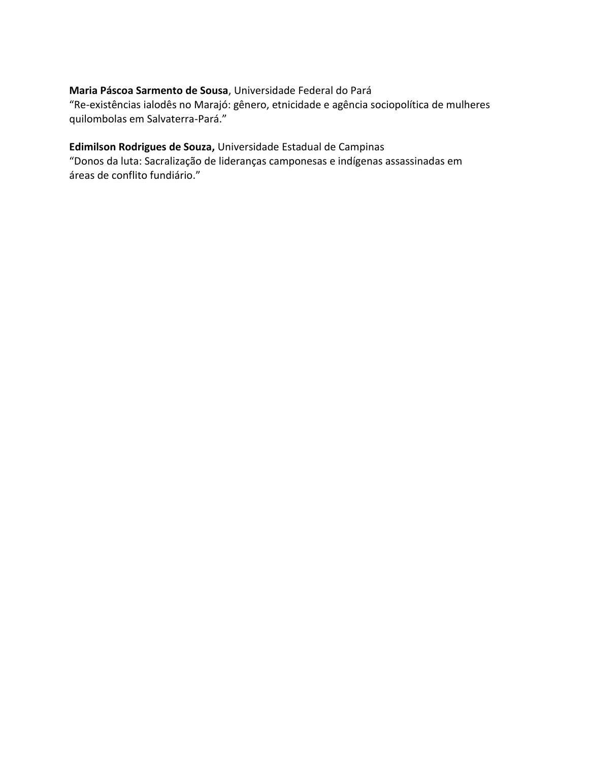**Maria Páscoa Sarmento de Sousa**, Universidade Federal do Pará
"Re-existências ialodês no Marajó: gênero, etnicidade e agência sociopolítica de mulheres quilombolas em Salvaterra-Pará."

**Edimilson Rodrigues de Souza,** Universidade Estadual de Campinas
"Donos da luta: Sacralização de lideranças camponesas e indígenas assassinadas em áreas de conflito fundiário."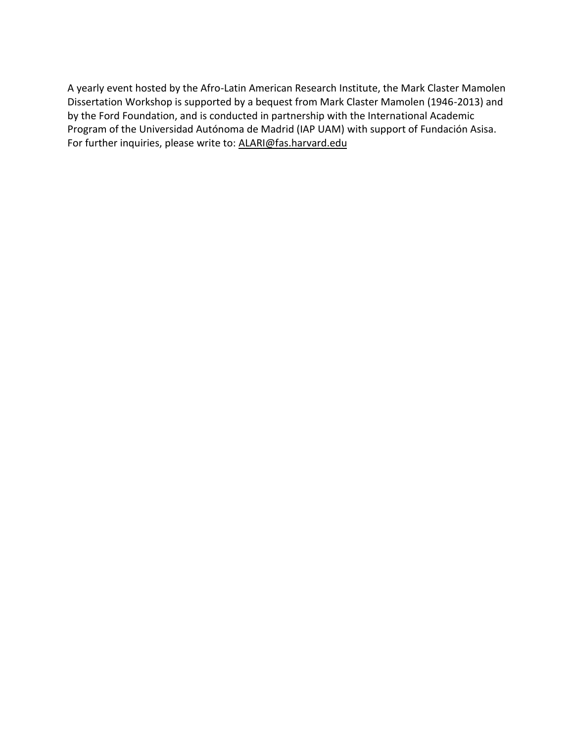A yearly event hosted by the Afro-Latin American Research Institute, the Mark Claster Mamolen Dissertation Workshop is supported by a bequest from Mark Claster Mamolen (1946-2013) and by the Ford Foundation, and is conducted in partnership with the International Academic Program of the Universidad Autónoma de Madrid (IAP UAM) with support of Fundación Asisa. For further inquiries, please write to: ALARI@fas.harvard.edu